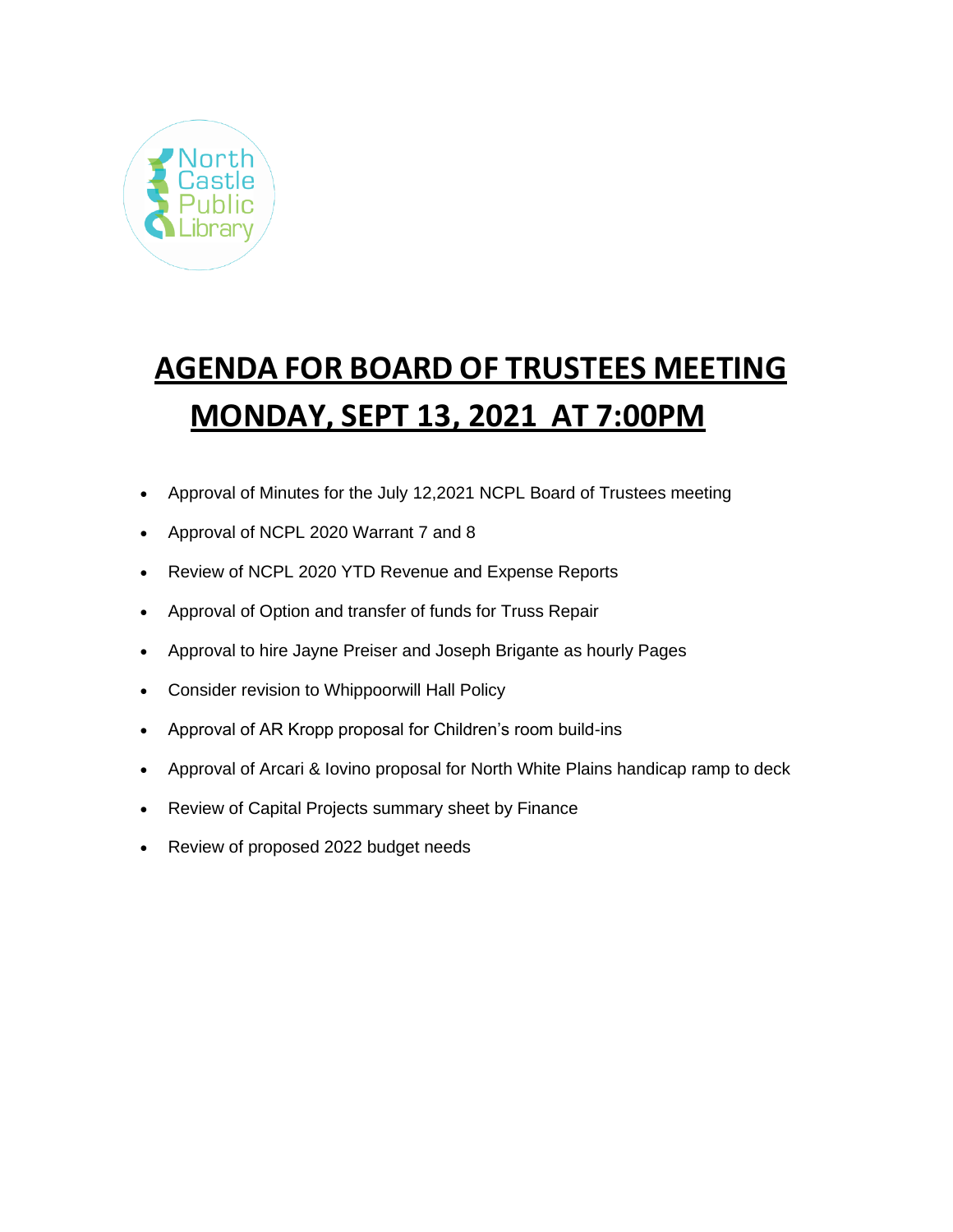North Castle Public Library

# AGENDA FOR BOARD OF TRUSTEES MEETING
# MONDAY, SEPT 13, 2021 AT 7:00PM

- Approval of Minutes for the July 12,2021 NCPL Board of Trustees meeting
- Approval of NCPL 2020 Warrant 7 and 8
- Review of NCPL 2020 YTD Revenue and Expense Reports
- Approval of Option and transfer of funds for Truss Repair
- Approval to hire Jayne Preiser and Joseph Brigante as hourly Pages
- Consider revision to Whippoorwill Hall Policy
- Approval of AR Kropp proposal for Children's room build-ins
- Approval of Arcari & Iovino proposal for North White Plains handicap ramp to deck
- Review of Capital Projects summary sheet by Finance
- Review of proposed 2022 budget needs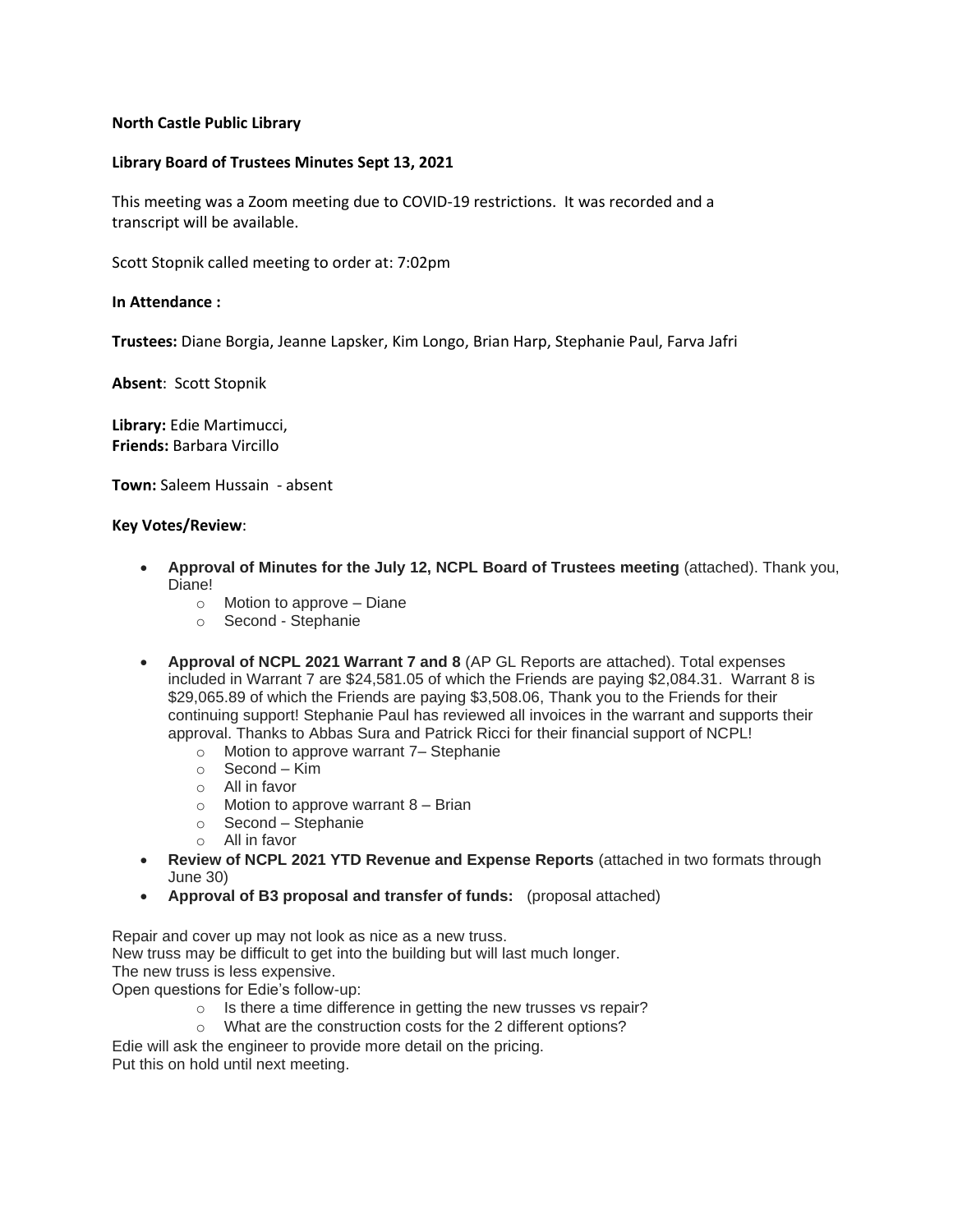**North Castle Public Library**

**Library Board of Trustees Minutes Sept 13, 2021**

This meeting was a Zoom meeting due to COVID-19 restrictions. It was recorded and a transcript will be available.

Scott Stopnik called meeting to order at: 7:02pm

**In Attendance :**

**Trustees:** Diane Borgia, Jeanne Lapsker, Kim Longo, Brian Harp, Stephanie Paul, Farva Jafri

**Absent**: Scott Stopnik

**Library:** Edie Martimucci,
**Friends:** Barbara Vircillo

**Town:** Saleem Hussain - absent

**Key Votes/Review**:

- **Approval of Minutes for the July 12, NCPL Board of Trustees meeting** (attached). Thank you, Diane!
  - Motion to approve – Diane
  - Second - Stephanie
- **Approval of NCPL 2021 Warrant 7 and 8** (AP GL Reports are attached). Total expenses included in Warrant 7 are $24,581.05 of which the Friends are paying $2,084.31. Warrant 8 is $29,065.89 of which the Friends are paying $3,508.06, Thank you to the Friends for their continuing support! Stephanie Paul has reviewed all invoices in the warrant and supports their approval. Thanks to Abbas Sura and Patrick Ricci for their financial support of NCPL!
  - Motion to approve warrant 7– Stephanie
  - Second – Kim
  - All in favor
  - Motion to approve warrant 8 – Brian
  - Second – Stephanie
  - All in favor
- **Review of NCPL 2021 YTD Revenue and Expense Reports** (attached in two formats through June 30)
- **Approval of B3 proposal and transfer of funds:** (proposal attached)

Repair and cover up may not look as nice as a new truss.
New truss may be difficult to get into the building but will last much longer.
The new truss is less expensive.
Open questions for Edie's follow-up:

- Is there a time difference in getting the new trusses vs repair?
- What are the construction costs for the 2 different options?

Edie will ask the engineer to provide more detail on the pricing.
Put this on hold until next meeting.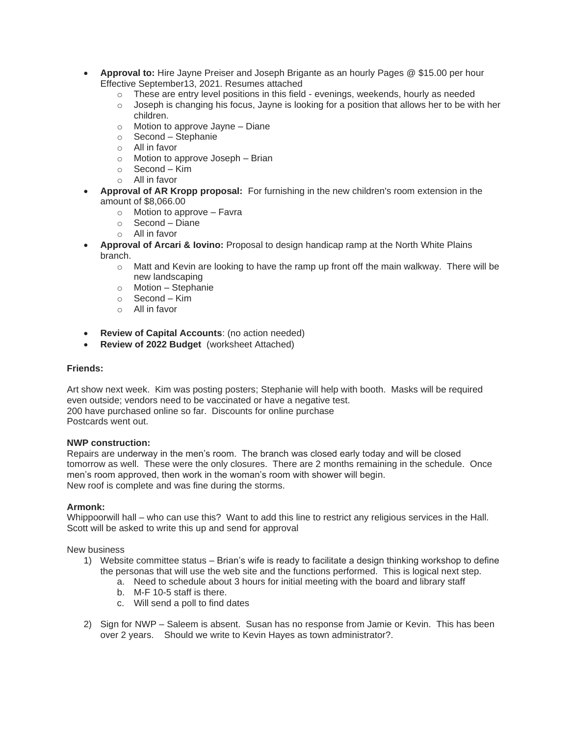- **Approval to:** Hire Jayne Preiser and Joseph Brigante as an hourly Pages @ $15.00 per hour Effective September13, 2021. Resumes attached
  - These are entry level positions in this field - evenings, weekends, hourly as needed
  - Joseph is changing his focus, Jayne is looking for a position that allows her to be with her children.
  - Motion to approve Jayne – Diane
  - Second – Stephanie
  - All in favor
  - Motion to approve Joseph – Brian
  - Second – Kim
  - All in favor
- **Approval of AR Kropp proposal:** For furnishing in the new children's room extension in the amount of $8,066.00
  - Motion to approve – Favra
  - Second – Diane
  - All in favor
- **Approval of Arcari & Iovino:** Proposal to design handicap ramp at the North White Plains branch.
  - Matt and Kevin are looking to have the ramp up front off the main walkway. There will be new landscaping
  - Motion – Stephanie
  - Second – Kim
  - All in favor

- **Review of Capital Accounts**: (no action needed)
- **Review of 2022 Budget** (worksheet Attached)

**Friends:**

Art show next week. Kim was posting posters; Stephanie will help with booth. Masks will be required even outside; vendors need to be vaccinated or have a negative test.
200 have purchased online so far. Discounts for online purchase
Postcards went out.

**NWP construction:**
Repairs are underway in the men's room. The branch was closed early today and will be closed tomorrow as well. These were the only closures. There are 2 months remaining in the schedule. Once men's room approved, then work in the woman's room with shower will begin.
New roof is complete and was fine during the storms.

**Armonk:**
Whippoorwill hall – who can use this? Want to add this line to restrict any religious services in the Hall.
Scott will be asked to write this up and send for approval

New business

1) Website committee status – Brian's wife is ready to facilitate a design thinking workshop to define the personas that will use the web site and the functions performed. This is logical next step.
   a. Need to schedule about 3 hours for initial meeting with the board and library staff
   b. M-F 10-5 staff is there.
   c. Will send a poll to find dates

2) Sign for NWP – Saleem is absent. Susan has no response from Jamie or Kevin. This has been over 2 years. Should we write to Kevin Hayes as town administrator?.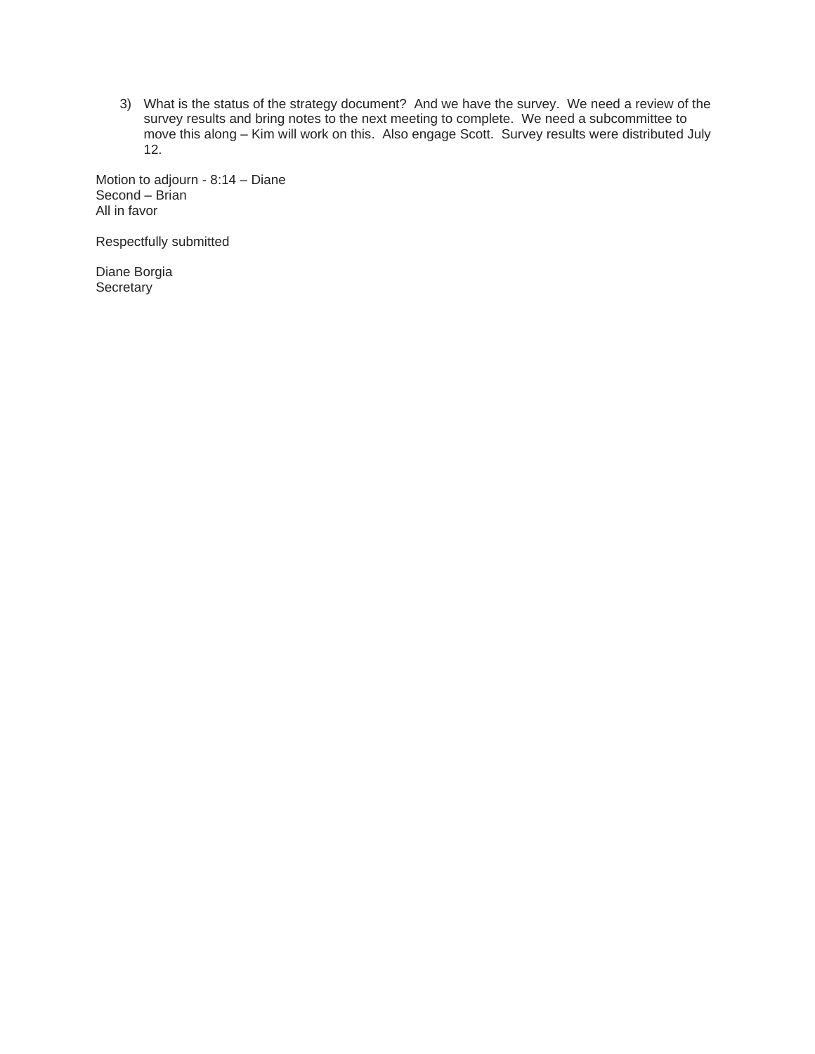3) What is the status of the strategy document? And we have the survey. We need a review of the survey results and bring notes to the next meeting to complete. We need a subcommittee to move this along – Kim will work on this. Also engage Scott. Survey results were distributed July 12.

Motion to adjourn - 8:14 – Diane
Second – Brian
All in favor

Respectfully submitted

Diane Borgia
Secretary